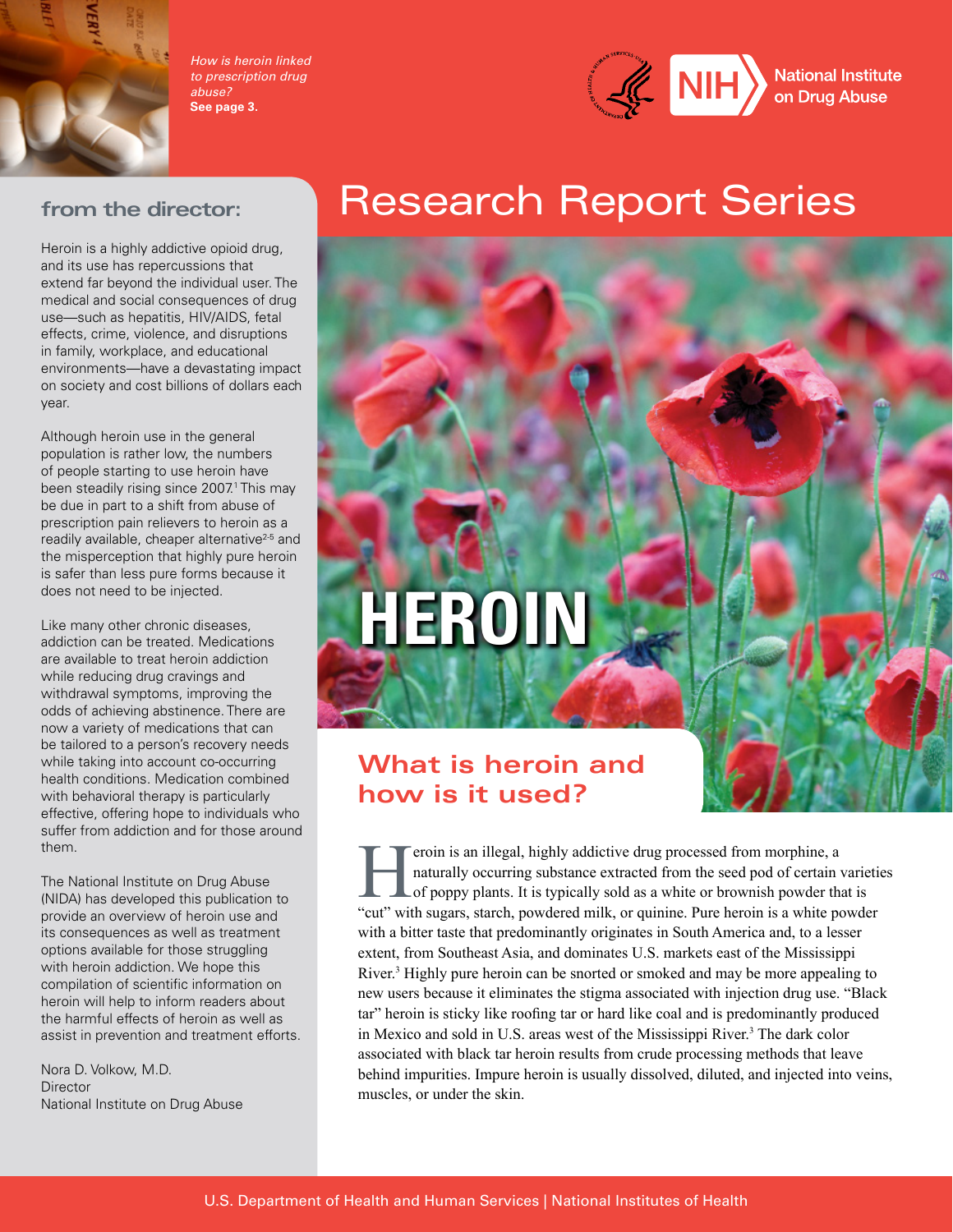*How is heroin linked to prescription drug abuse?*
**See page 3.**

National Institute on Drug Abuse

# Research Report Series

# HEROIN

## from the director:

Heroin is a highly addictive opioid drug, and its use has repercussions that extend far beyond the individual user. The medical and social consequences of drug use—such as hepatitis, HIV/AIDS, fetal effects, crime, violence, and disruptions in family, workplace, and educational environments—have a devastating impact on society and cost billions of dollars each year.

Although heroin use in the general population is rather low, the numbers of people starting to use heroin have been steadily rising since 2007.[1] This may be due in part to a shift from abuse of prescription pain relievers to heroin as a readily available, cheaper alternative[2-5] and the misperception that highly pure heroin is safer than less pure forms because it does not need to be injected.

Like many other chronic diseases, addiction can be treated. Medications are available to treat heroin addiction while reducing drug cravings and withdrawal symptoms, improving the odds of achieving abstinence. There are now a variety of medications that can be tailored to a person's recovery needs while taking into account co-occurring health conditions. Medication combined with behavioral therapy is particularly effective, offering hope to individuals who suffer from addiction and for those around them.

The National Institute on Drug Abuse (NIDA) has developed this publication to provide an overview of heroin use and its consequences as well as treatment options available for those struggling with heroin addiction. We hope this compilation of scientific information on heroin will help to inform readers about the harmful effects of heroin as well as assist in prevention and treatment efforts.

Nora D. Volkow, M.D.
Director
National Institute on Drug Abuse

## What is heroin and how is it used?

Heroin is an illegal, highly addictive drug processed from morphine, a naturally occurring substance extracted from the seed pod of certain varieties of poppy plants. It is typically sold as a white or brownish powder that is "cut" with sugars, starch, powdered milk, or quinine. Pure heroin is a white powder with a bitter taste that predominantly originates in South America and, to a lesser extent, from Southeast Asia, and dominates U.S. markets east of the Mississippi River.[3] Highly pure heroin can be snorted or smoked and may be more appealing to new users because it eliminates the stigma associated with injection drug use. "Black tar" heroin is sticky like roofing tar or hard like coal and is predominantly produced in Mexico and sold in U.S. areas west of the Mississippi River.[3] The dark color associated with black tar heroin results from crude processing methods that leave behind impurities. Impure heroin is usually dissolved, diluted, and injected into veins, muscles, or under the skin.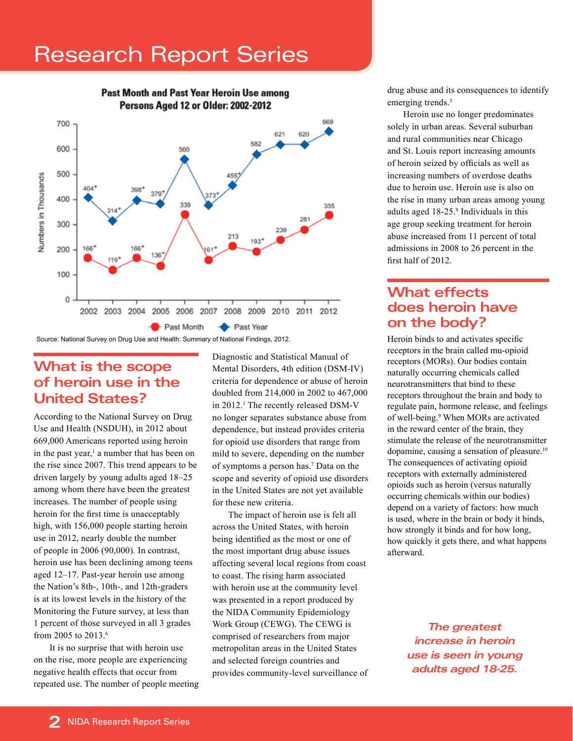Past Month and Past Year Heroin Use among Persons Aged 12 or Older: 2002-2012

Numbers in Thousands

700
600
500
400
300
200
100
0

2002 2003 2004 2005 2006 2007 2008 2009 2010 2011 2012

Past Year: 404+ 314+ 398+ 379+ 560 373+ 455+ 582 621 620 669

Past Month: 166+ 119+ 166+ 136+ 339 161+ 213 193+ 239 281 335

Past Month — Past Year

Source: National Survey on Drug Use and Health: Summary of National Findings, 2012.

## What is the scope of heroin use in the United States?

According to the National Survey on Drug Use and Health (NSDUH), in 2012 about 669,000 Americans reported using heroin in the past year,[1] a number that has been on the rise since 2007. This trend appears to be driven largely by young adults aged 18–25 among whom there have been the greatest increases. The number of people using heroin for the first time is unacceptably high, with 156,000 people starting heroin use in 2012, nearly double the number of people in 2006 (90,000). In contrast, heroin use has been declining among teens aged 12–17. Past-year heroin use among the Nation's 8th-, 10th-, and 12th-graders is at its lowest levels in the history of the Monitoring the Future survey, at less than 1 percent of those surveyed in all 3 grades from 2005 to 2013.[6]

It is no surprise that with heroin use on the rise, more people are experiencing negative health effects that occur from repeated use. The number of people meeting Diagnostic and Statistical Manual of Mental Disorders, 4th edition (DSM-IV) criteria for dependence or abuse of heroin doubled from 214,000 in 2002 to 467,000 in 2012.[1] The recently released DSM-V no longer separates substance abuse from dependence, but instead provides criteria for opioid use disorders that range from mild to severe, depending on the number of symptoms a person has.[7] Data on the scope and severity of opioid use disorders in the United States are not yet available for these new criteria.

The impact of heroin use is felt all across the United States, with heroin being identified as the most or one of the most important drug abuse issues affecting several local regions from coast to coast. The rising harm associated with heroin use at the community level was presented in a report produced by the NIDA Community Epidemiology Work Group (CEWG). The CEWG is comprised of researchers from major metropolitan areas in the United States and selected foreign countries and provides community-level surveillance of drug abuse and its consequences to identify emerging trends.[3]

Heroin use no longer predominates solely in urban areas. Several suburban and rural communities near Chicago and St. Louis report increasing amounts of heroin seized by officials as well as increasing numbers of overdose deaths due to heroin use. Heroin use is also on the rise in many urban areas among young adults aged 18-25.[8] Individuals in this age group seeking treatment for heroin abuse increased from 11 percent of total admissions in 2008 to 26 percent in the first half of 2012.

## What effects does heroin have on the body?

Heroin binds to and activates specific receptors in the brain called mu-opioid receptors (MORs). Our bodies contain naturally occurring chemicals called neurotransmitters that bind to these receptors throughout the brain and body to regulate pain, hormone release, and feelings of well-being.[9] When MORs are activated in the reward center of the brain, they stimulate the release of the neurotransmitter dopamine, causing a sensation of pleasure.[10] The consequences of activating opioid receptors with externally administered opioids such as heroin (versus naturally occurring chemicals within our bodies) depend on a variety of factors: how much is used, where in the brain or body it binds, how strongly it binds and for how long, how quickly it gets there, and what happens afterward.

*The greatest increase in heroin use is seen in young adults aged 18-25.*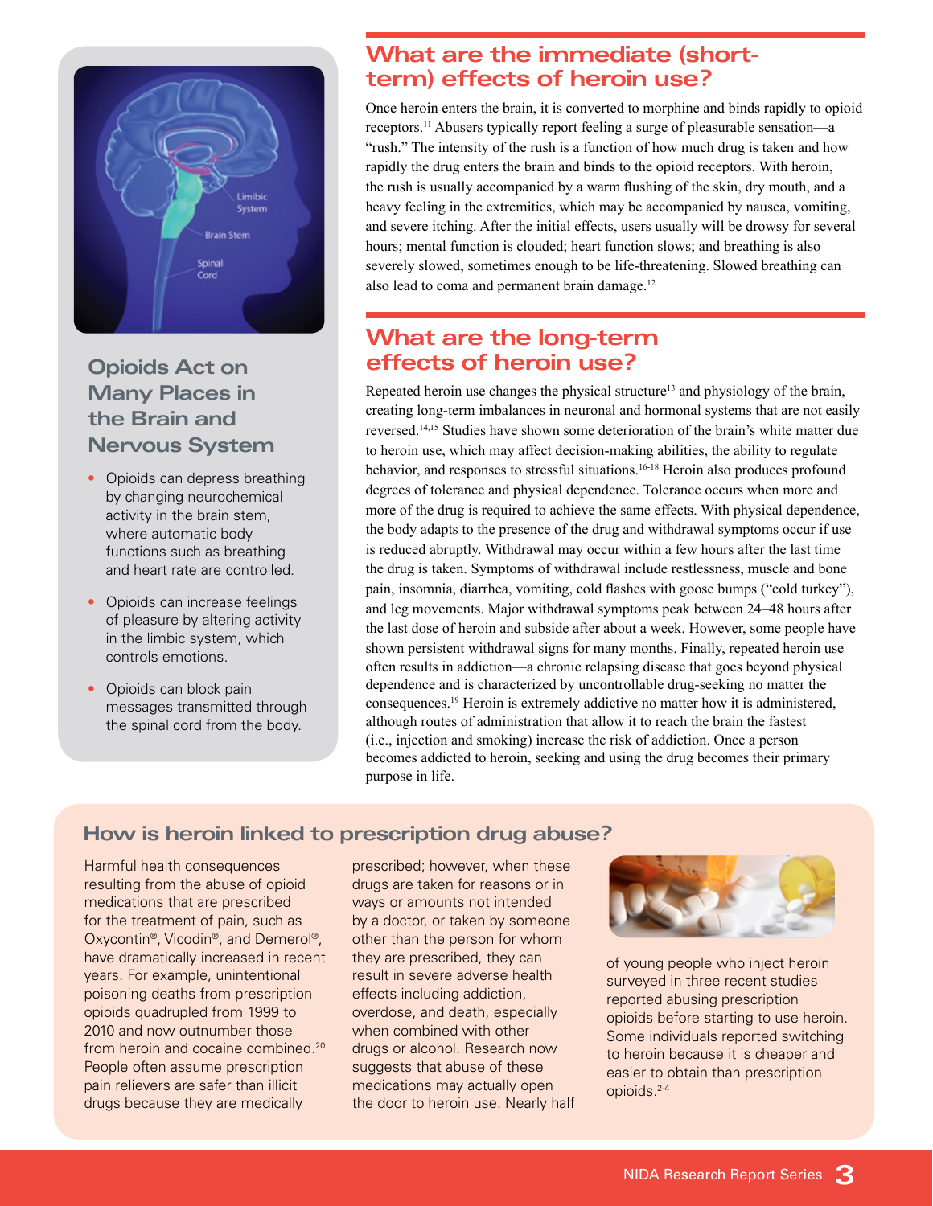## What are the immediate (short-term) effects of heroin use?

Once heroin enters the brain, it is converted to morphine and binds rapidly to opioid receptors.[11] Abusers typically report feeling a surge of pleasurable sensation—a "rush." The intensity of the rush is a function of how much drug is taken and how rapidly the drug enters the brain and binds to the opioid receptors. With heroin, the rush is usually accompanied by a warm flushing of the skin, dry mouth, and a heavy feeling in the extremities, which may be accompanied by nausea, vomiting, and severe itching. After the initial effects, users usually will be drowsy for several hours; mental function is clouded; heart function slows; and breathing is also severely slowed, sometimes enough to be life-threatening. Slowed breathing can also lead to coma and permanent brain damage.[12]

## What are the long-term effects of heroin use?

Repeated heroin use changes the physical structure[13] and physiology of the brain, creating long-term imbalances in neuronal and hormonal systems that are not easily reversed.[14,15] Studies have shown some deterioration of the brain's white matter due to heroin use, which may affect decision-making abilities, the ability to regulate behavior, and responses to stressful situations.[16-18] Heroin also produces profound degrees of tolerance and physical dependence. Tolerance occurs when more and more of the drug is required to achieve the same effects. With physical dependence, the body adapts to the presence of the drug and withdrawal symptoms occur if use is reduced abruptly. Withdrawal may occur within a few hours after the last time the drug is taken. Symptoms of withdrawal include restlessness, muscle and bone pain, insomnia, diarrhea, vomiting, cold flashes with goose bumps ("cold turkey"), and leg movements. Major withdrawal symptoms peak between 24–48 hours after the last dose of heroin and subside after about a week. However, some people have shown persistent withdrawal signs for many months. Finally, repeated heroin use often results in addiction—a chronic relapsing disease that goes beyond physical dependence and is characterized by uncontrollable drug-seeking no matter the consequences.[19] Heroin is extremely addictive no matter how it is administered, although routes of administration that allow it to reach the brain the fastest (i.e., injection and smoking) increase the risk of addiction. Once a person becomes addicted to heroin, seeking and using the drug becomes their primary purpose in life.

Limbic System

Brain Stem

Spinal Cord

### Opioids Act on Many Places in the Brain and Nervous System

- Opioids can depress breathing by changing neurochemical activity in the brain stem, where automatic body functions such as breathing and heart rate are controlled.
- Opioids can increase feelings of pleasure by altering activity in the limbic system, which controls emotions.
- Opioids can block pain messages transmitted through the spinal cord from the body.

### How is heroin linked to prescription drug abuse?

Harmful health consequences resulting from the abuse of opioid medications that are prescribed for the treatment of pain, such as Oxycontin®, Vicodin®, and Demerol®, have dramatically increased in recent years. For example, unintentional poisoning deaths from prescription opioids quadrupled from 1999 to 2010 and now outnumber those from heroin and cocaine combined.[20] People often assume prescription pain relievers are safer than illicit drugs because they are medically prescribed; however, when these drugs are taken for reasons or in ways or amounts not intended by a doctor, or taken by someone other than the person for whom they are prescribed, they can result in severe adverse health effects including addiction, overdose, and death, especially when combined with other drugs or alcohol. Research now suggests that abuse of these medications may actually open the door to heroin use. Nearly half of young people who inject heroin surveyed in three recent studies reported abusing prescription opioids before starting to use heroin. Some individuals reported switching to heroin because it is cheaper and easier to obtain than prescription opioids.[2-4]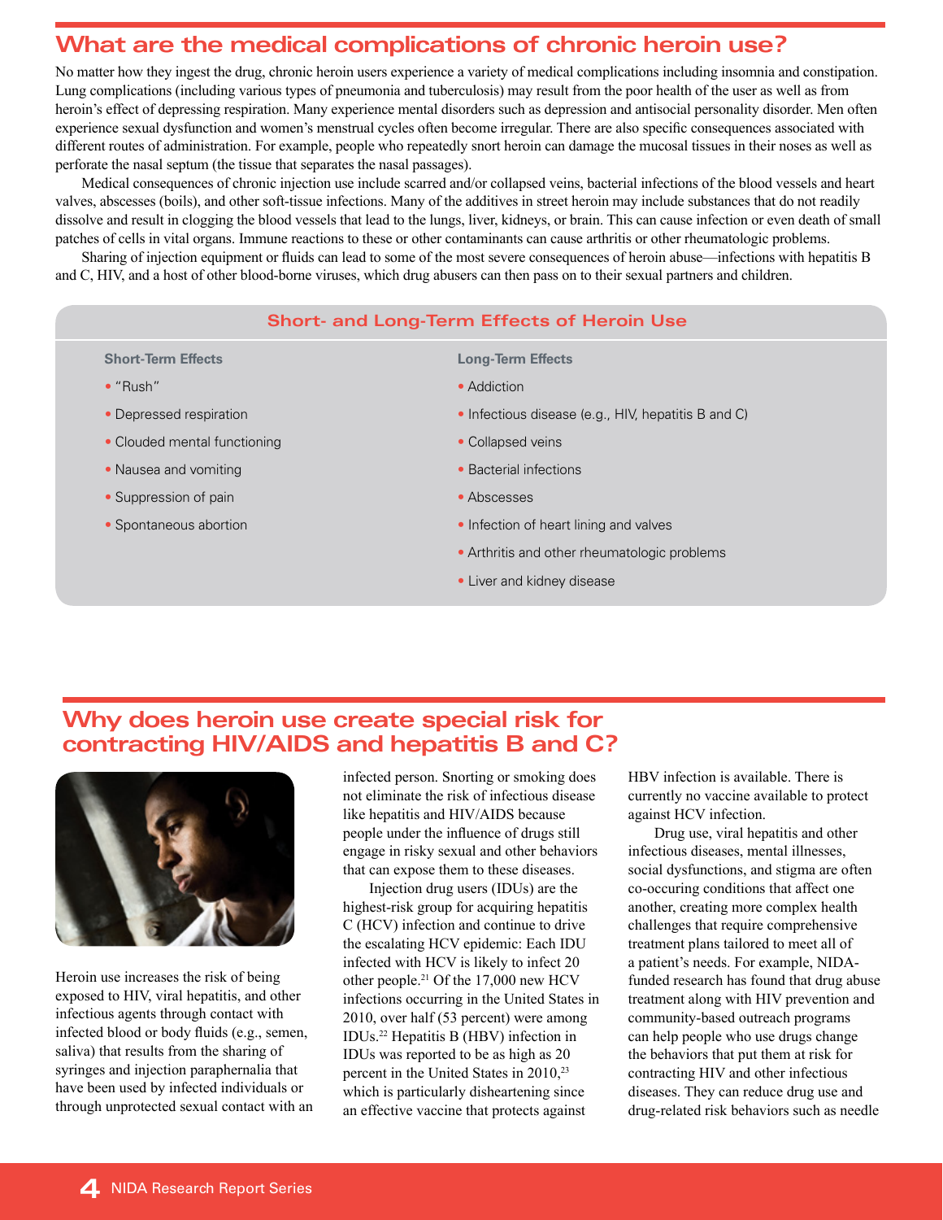## What are the medical complications of chronic heroin use?

No matter how they ingest the drug, chronic heroin users experience a variety of medical complications including insomnia and constipation. Lung complications (including various types of pneumonia and tuberculosis) may result from the poor health of the user as well as from heroin's effect of depressing respiration. Many experience mental disorders such as depression and antisocial personality disorder. Men often experience sexual dysfunction and women's menstrual cycles often become irregular. There are also specific consequences associated with different routes of administration. For example, people who repeatedly snort heroin can damage the mucosal tissues in their noses as well as perforate the nasal septum (the tissue that separates the nasal passages).

Medical consequences of chronic injection use include scarred and/or collapsed veins, bacterial infections of the blood vessels and heart valves, abscesses (boils), and other soft-tissue infections. Many of the additives in street heroin may include substances that do not readily dissolve and result in clogging the blood vessels that lead to the lungs, liver, kidneys, or brain. This can cause infection or even death of small patches of cells in vital organs. Immune reactions to these or other contaminants can cause arthritis or other rheumatologic problems.

Sharing of injection equipment or fluids can lead to some of the most severe consequences of heroin abuse—infections with hepatitis B and C, HIV, and a host of other blood-borne viruses, which drug abusers can then pass on to their sexual partners and children.

### Short- and Long-Term Effects of Heroin Use

**Short-Term Effects**

- "Rush"
- Depressed respiration
- Clouded mental functioning
- Nausea and vomiting
- Suppression of pain
- Spontaneous abortion

**Long-Term Effects**

- Addiction
- Infectious disease (e.g., HIV, hepatitis B and C)
- Collapsed veins
- Bacterial infections
- Abscesses
- Infection of heart lining and valves
- Arthritis and other rheumatologic problems
- Liver and kidney disease

## Why does heroin use create special risk for contracting HIV/AIDS and hepatitis B and C?

Heroin use increases the risk of being exposed to HIV, viral hepatitis, and other infectious agents through contact with infected blood or body fluids (e.g., semen, saliva) that results from the sharing of syringes and injection paraphernalia that have been used by infected individuals or through unprotected sexual contact with an infected person. Snorting or smoking does not eliminate the risk of infectious disease like hepatitis and HIV/AIDS because people under the influence of drugs still engage in risky sexual and other behaviors that can expose them to these diseases.

Injection drug users (IDUs) are the highest-risk group for acquiring hepatitis C (HCV) infection and continue to drive the escalating HCV epidemic: Each IDU infected with HCV is likely to infect 20 other people.[21] Of the 17,000 new HCV infections occurring in the United States in 2010, over half (53 percent) were among IDUs.[22] Hepatitis B (HBV) infection in IDUs was reported to be as high as 20 percent in the United States in 2010,[23] which is particularly disheartening since an effective vaccine that protects against HBV infection is available. There is currently no vaccine available to protect against HCV infection.

Drug use, viral hepatitis and other infectious diseases, mental illnesses, social dysfunctions, and stigma are often co-occuring conditions that affect one another, creating more complex health challenges that require comprehensive treatment plans tailored to meet all of a patient's needs. For example, NIDA-funded research has found that drug abuse treatment along with HIV prevention and community-based outreach programs can help people who use drugs change the behaviors that put them at risk for contracting HIV and other infectious diseases. They can reduce drug use and drug-related risk behaviors such as needle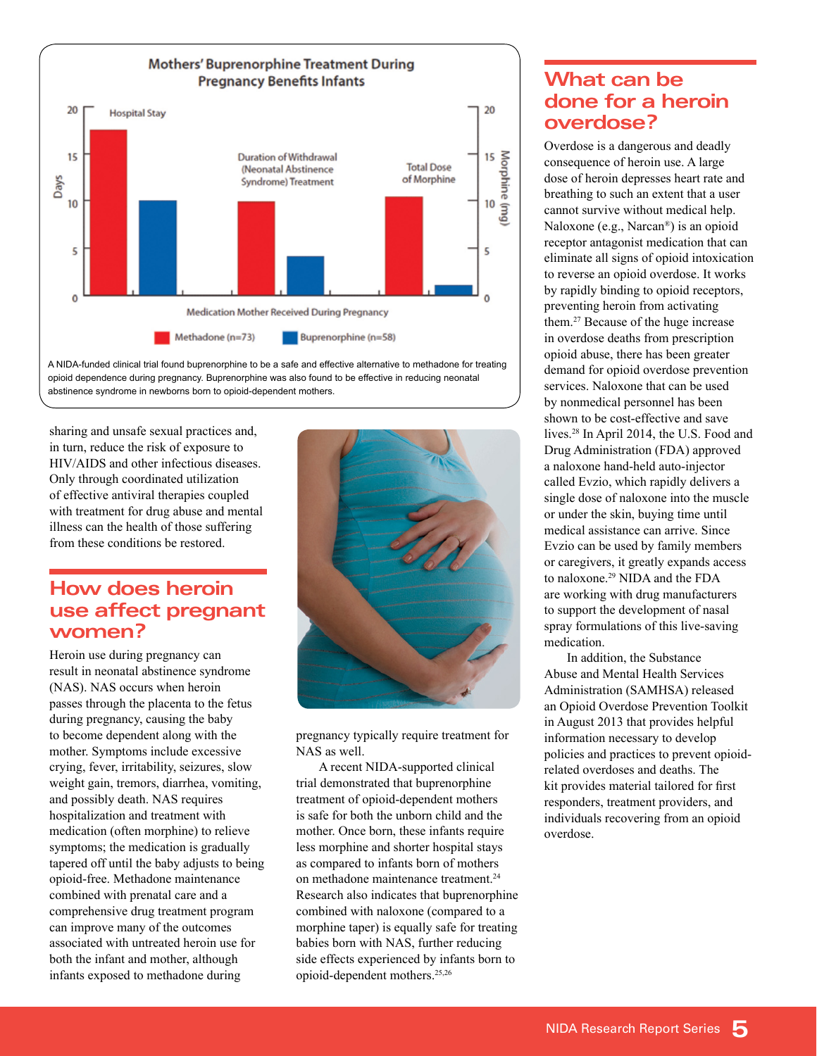**Mothers' Buprenorphine Treatment During Pregnancy Benefits Infants**

Days

20
15
10
5
0

Hospital Stay

Duration of Withdrawal (Neonatal Abstinence Syndrome) Treatment

Total Dose of Morphine

Morphine (mg)

20
15
10
5
0

Medication Mother Received During Pregnancy

Methadone (n=73)

Buprenorphine (n=58)

A NIDA-funded clinical trial found buprenorphine to be a safe and effective alternative to methadone for treating opioid dependence during pregnancy. Buprenorphine was also found to be effective in reducing neonatal abstinence syndrome in newborns born to opioid-dependent mothers.

sharing and unsafe sexual practices and, in turn, reduce the risk of exposure to HIV/AIDS and other infectious diseases. Only through coordinated utilization of effective antiviral therapies coupled with treatment for drug abuse and mental illness can the health of those suffering from these conditions be restored.

## How does heroin use affect pregnant women?

Heroin use during pregnancy can result in neonatal abstinence syndrome (NAS). NAS occurs when heroin passes through the placenta to the fetus during pregnancy, causing the baby to become dependent along with the mother. Symptoms include excessive crying, fever, irritability, seizures, slow weight gain, tremors, diarrhea, vomiting, and possibly death. NAS requires hospitalization and treatment with medication (often morphine) to relieve symptoms; the medication is gradually tapered off until the baby adjusts to being opioid-free. Methadone maintenance combined with prenatal care and a comprehensive drug treatment program can improve many of the outcomes associated with untreated heroin use for both the infant and mother, although infants exposed to methadone during pregnancy typically require treatment for NAS as well.

A recent NIDA-supported clinical trial demonstrated that buprenorphine treatment of opioid-dependent mothers is safe for both the unborn child and the mother. Once born, these infants require less morphine and shorter hospital stays as compared to infants born of mothers on methadone maintenance treatment.[24] Research also indicates that buprenorphine combined with naloxone (compared to a morphine taper) is equally safe for treating babies born with NAS, further reducing side effects experienced by infants born to opioid-dependent mothers.[25,26]

## What can be done for a heroin overdose?

Overdose is a dangerous and deadly consequence of heroin use. A large dose of heroin depresses heart rate and breathing to such an extent that a user cannot survive without medical help. Naloxone (e.g., Narcan®) is an opioid receptor antagonist medication that can eliminate all signs of opioid intoxication to reverse an opioid overdose. It works by rapidly binding to opioid receptors, preventing heroin from activating them.[27] Because of the huge increase in overdose deaths from prescription opioid abuse, there has been greater demand for opioid overdose prevention services. Naloxone that can be used by nonmedical personnel has been shown to be cost-effective and save lives.[28] In April 2014, the U.S. Food and Drug Administration (FDA) approved a naloxone hand-held auto-injector called Evzio, which rapidly delivers a single dose of naloxone into the muscle or under the skin, buying time until medical assistance can arrive. Since Evzio can be used by family members or caregivers, it greatly expands access to naloxone.[29] NIDA and the FDA are working with drug manufacturers to support the development of nasal spray formulations of this live-saving medication.

In addition, the Substance Abuse and Mental Health Services Administration (SAMHSA) released an Opioid Overdose Prevention Toolkit in August 2013 that provides helpful information necessary to develop policies and practices to prevent opioid-related overdoses and deaths. The kit provides material tailored for first responders, treatment providers, and individuals recovering from an opioid overdose.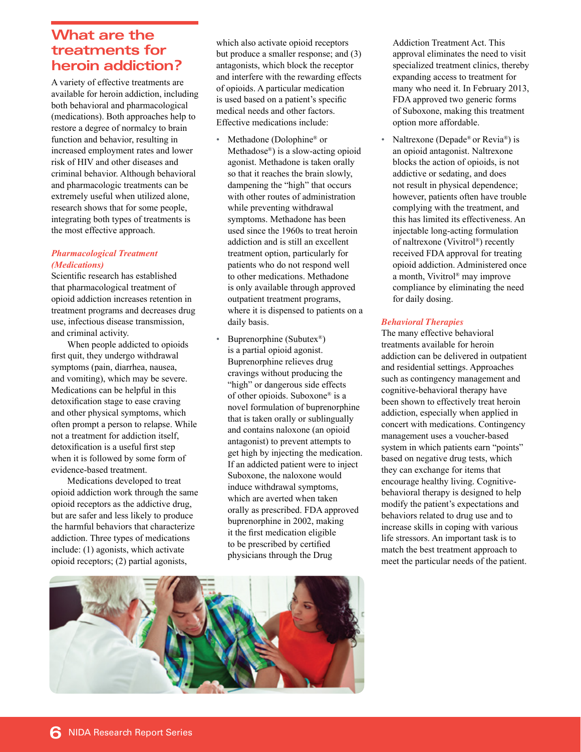## What are the treatments for heroin addiction?

A variety of effective treatments are available for heroin addiction, including both behavioral and pharmacological (medications). Both approaches help to restore a degree of normalcy to brain function and behavior, resulting in increased employment rates and lower risk of HIV and other diseases and criminal behavior. Although behavioral and pharmacologic treatments can be extremely useful when utilized alone, research shows that for some people, integrating both types of treatments is the most effective approach.

### *Pharmacological Treatment (Medications)*

Scientific research has established that pharmacological treatment of opioid addiction increases retention in treatment programs and decreases drug use, infectious disease transmission, and criminal activity.

When people addicted to opioids first quit, they undergo withdrawal symptoms (pain, diarrhea, nausea, and vomiting), which may be severe. Medications can be helpful in this detoxification stage to ease craving and other physical symptoms, which often prompt a person to relapse. While not a treatment for addiction itself, detoxification is a useful first step when it is followed by some form of evidence-based treatment.

Medications developed to treat opioid addiction work through the same opioid receptors as the addictive drug, but are safer and less likely to produce the harmful behaviors that characterize addiction. Three types of medications include: (1) agonists, which activate opioid receptors; (2) partial agonists, which also activate opioid receptors but produce a smaller response; and (3) antagonists, which block the receptor and interfere with the rewarding effects of opioids. A particular medication is used based on a patient's specific medical needs and other factors. Effective medications include:

- Methadone (Dolophine® or Methadose®) is a slow-acting opioid agonist. Methadone is taken orally so that it reaches the brain slowly, dampening the "high" that occurs with other routes of administration while preventing withdrawal symptoms. Methadone has been used since the 1960s to treat heroin addiction and is still an excellent treatment option, particularly for patients who do not respond well to other medications. Methadone is only available through approved outpatient treatment programs, where it is dispensed to patients on a daily basis.
- Buprenorphine (Subutex®) is a partial opioid agonist. Buprenorphine relieves drug cravings without producing the "high" or dangerous side effects of other opioids. Suboxone® is a novel formulation of buprenorphine that is taken orally or sublingually and contains naloxone (an opioid antagonist) to prevent attempts to get high by injecting the medication. If an addicted patient were to inject Suboxone, the naloxone would induce withdrawal symptoms, which are averted when taken orally as prescribed. FDA approved buprenorphine in 2002, making it the first medication eligible to be prescribed by certified physicians through the Drug Addiction Treatment Act. This approval eliminates the need to visit specialized treatment clinics, thereby expanding access to treatment for many who need it. In February 2013, FDA approved two generic forms of Suboxone, making this treatment option more affordable.
- Naltrexone (Depade® or Revia®) is an opioid antagonist. Naltrexone blocks the action of opioids, is not addictive or sedating, and does not result in physical dependence; however, patients often have trouble complying with the treatment, and this has limited its effectiveness. An injectable long-acting formulation of naltrexone (Vivitrol®) recently received FDA approval for treating opioid addiction. Administered once a month, Vivitrol® may improve compliance by eliminating the need for daily dosing.

### *Behavioral Therapies*

The many effective behavioral treatments available for heroin addiction can be delivered in outpatient and residential settings. Approaches such as contingency management and cognitive-behavioral therapy have been shown to effectively treat heroin addiction, especially when applied in concert with medications. Contingency management uses a voucher-based system in which patients earn "points" based on negative drug tests, which they can exchange for items that encourage healthy living. Cognitive-behavioral therapy is designed to help modify the patient's expectations and behaviors related to drug use and to increase skills in coping with various life stressors. An important task is to match the best treatment approach to meet the particular needs of the patient.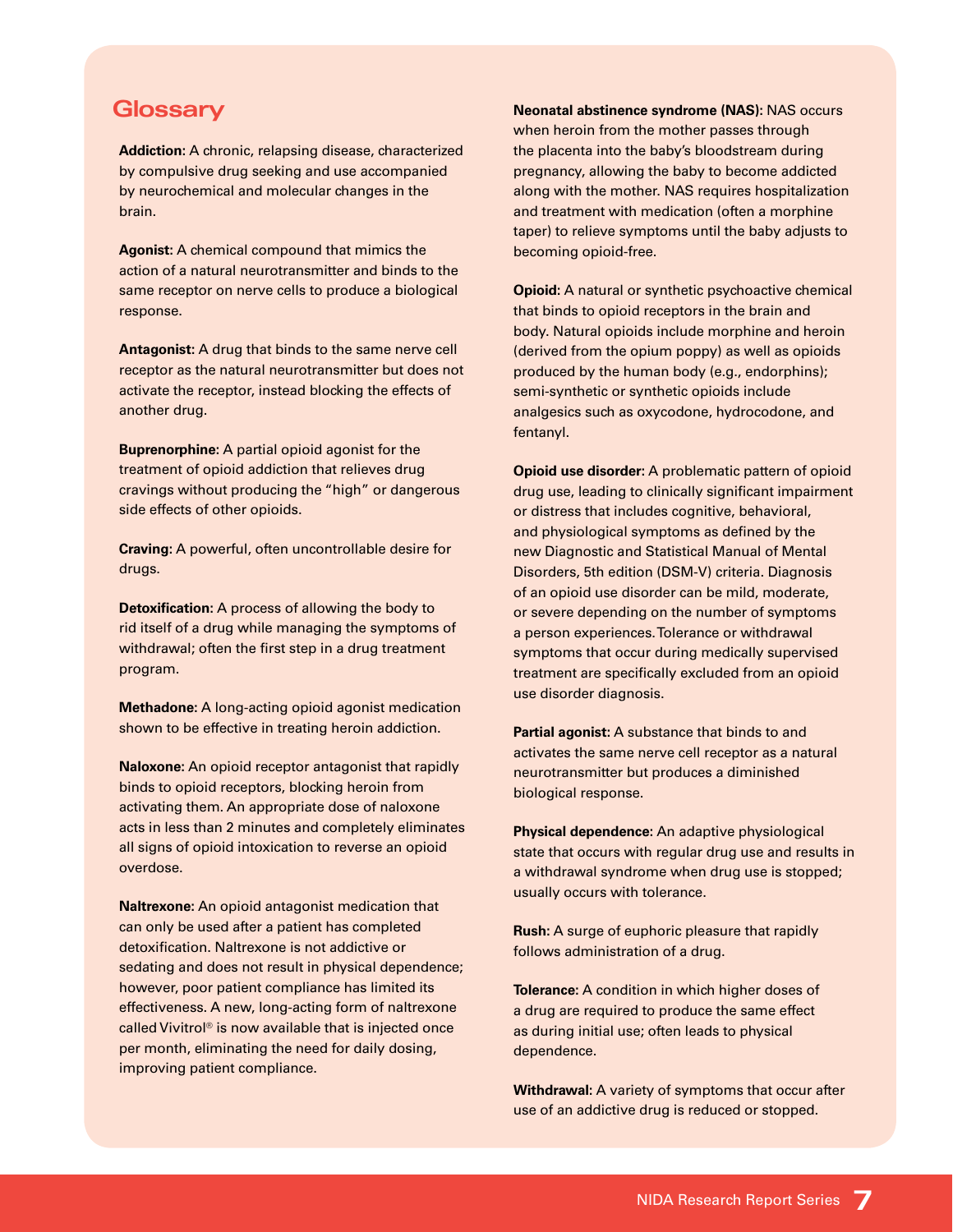## Glossary

**Addiction:** A chronic, relapsing disease, characterized by compulsive drug seeking and use accompanied by neurochemical and molecular changes in the brain.

**Agonist:** A chemical compound that mimics the action of a natural neurotransmitter and binds to the same receptor on nerve cells to produce a biological response.

**Antagonist:** A drug that binds to the same nerve cell receptor as the natural neurotransmitter but does not activate the receptor, instead blocking the effects of another drug.

**Buprenorphine:** A partial opioid agonist for the treatment of opioid addiction that relieves drug cravings without producing the "high" or dangerous side effects of other opioids.

**Craving:** A powerful, often uncontrollable desire for drugs.

**Detoxification:** A process of allowing the body to rid itself of a drug while managing the symptoms of withdrawal; often the first step in a drug treatment program.

**Methadone:** A long-acting opioid agonist medication shown to be effective in treating heroin addiction.

**Naloxone:** An opioid receptor antagonist that rapidly binds to opioid receptors, blocking heroin from activating them. An appropriate dose of naloxone acts in less than 2 minutes and completely eliminates all signs of opioid intoxication to reverse an opioid overdose.

**Naltrexone:** An opioid antagonist medication that can only be used after a patient has completed detoxification. Naltrexone is not addictive or sedating and does not result in physical dependence; however, poor patient compliance has limited its effectiveness. A new, long-acting form of naltrexone called Vivitrol® is now available that is injected once per month, eliminating the need for daily dosing, improving patient compliance.

**Neonatal abstinence syndrome (NAS):** NAS occurs when heroin from the mother passes through the placenta into the baby's bloodstream during pregnancy, allowing the baby to become addicted along with the mother. NAS requires hospitalization and treatment with medication (often a morphine taper) to relieve symptoms until the baby adjusts to becoming opioid-free.

**Opioid:** A natural or synthetic psychoactive chemical that binds to opioid receptors in the brain and body. Natural opioids include morphine and heroin (derived from the opium poppy) as well as opioids produced by the human body (e.g., endorphins); semi-synthetic or synthetic opioids include analgesics such as oxycodone, hydrocodone, and fentanyl.

**Opioid use disorder:** A problematic pattern of opioid drug use, leading to clinically significant impairment or distress that includes cognitive, behavioral, and physiological symptoms as defined by the new Diagnostic and Statistical Manual of Mental Disorders, 5th edition (DSM-V) criteria. Diagnosis of an opioid use disorder can be mild, moderate, or severe depending on the number of symptoms a person experiences. Tolerance or withdrawal symptoms that occur during medically supervised treatment are specifically excluded from an opioid use disorder diagnosis.

**Partial agonist:** A substance that binds to and activates the same nerve cell receptor as a natural neurotransmitter but produces a diminished biological response.

**Physical dependence:** An adaptive physiological state that occurs with regular drug use and results in a withdrawal syndrome when drug use is stopped; usually occurs with tolerance.

**Rush:** A surge of euphoric pleasure that rapidly follows administration of a drug.

**Tolerance:** A condition in which higher doses of a drug are required to produce the same effect as during initial use; often leads to physical dependence.

**Withdrawal:** A variety of symptoms that occur after use of an addictive drug is reduced or stopped.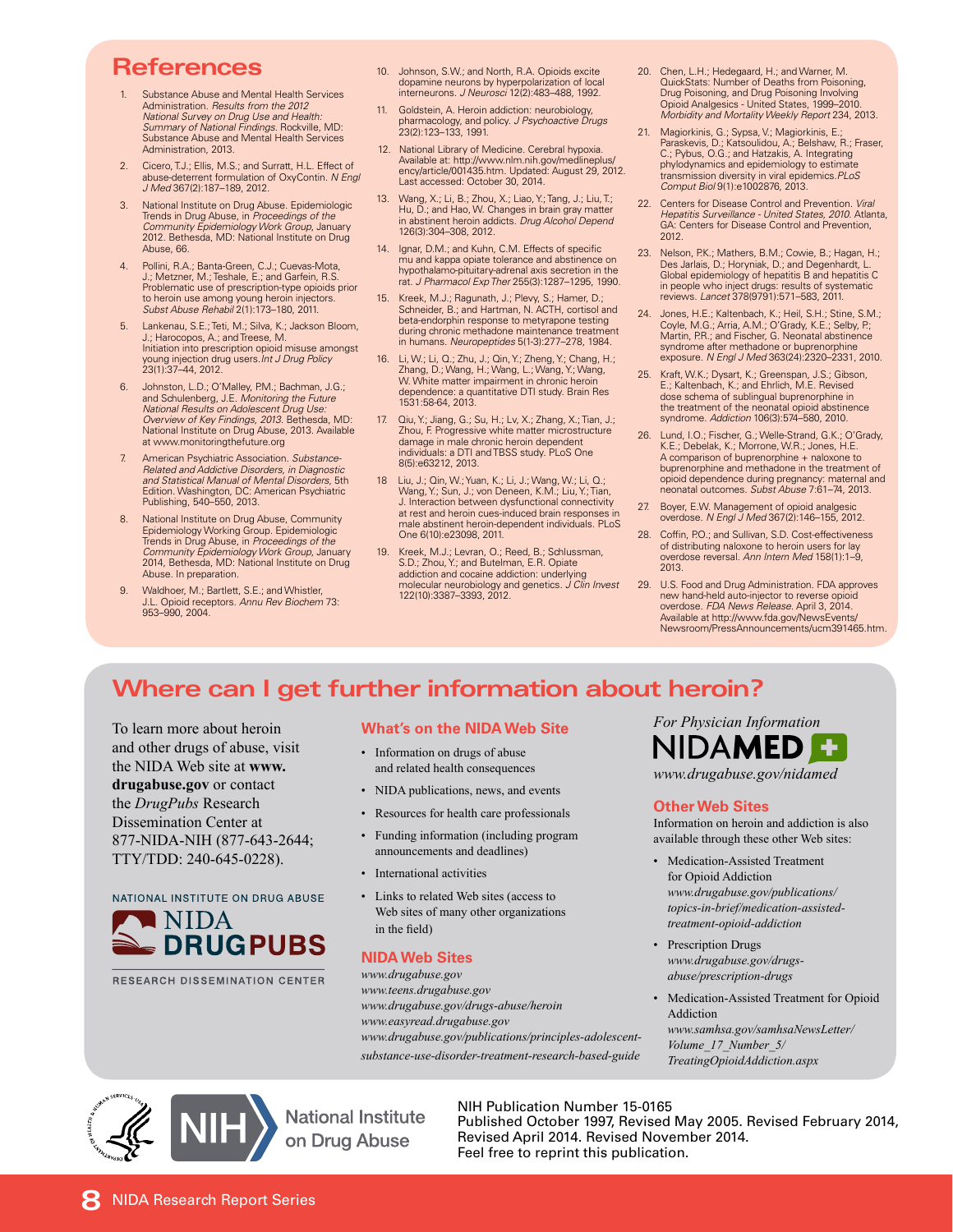## References

1. Substance Abuse and Mental Health Services Administration. *Results from the 2012 National Survey on Drug Use and Health: Summary of National Findings.* Rockville, MD: Substance Abuse and Mental Health Services Administration, 2013.
2. Cicero, T.J.; Ellis, M.S.; and Surratt, H.L. Effect of abuse-deterrent formulation of OxyContin. *N Engl J Med* 367(2):187–189, 2012.
3. National Institute on Drug Abuse. Epidemiologic Trends in Drug Abuse, in *Proceedings of the Community Epidemiology Work Group,* January 2012. Bethesda, MD: National Institute on Drug Abuse, 66.
4. Pollini, R.A.; Banta-Green, C.J.; Cuevas-Mota, J.; Metzner, M.; Teshale, E.; and Garfein, R.S. Problematic use of prescription-type opioids prior to heroin use among young heroin injectors. *Subst Abuse Rehabil* 2(1):173–180, 2011.
5. Lankenau, S.E.; Teti, M.; Silva, K.; Jackson Bloom, J.; Harocopos, A.; and Treese, M. Initiation into prescription opioid misuse amongst young injection drug users. *Int J Drug Policy* 23(1):37–44, 2012.
6. Johnston, L.D.; O'Malley, P.M.; Bachman, J.G.; and Schulenberg, J.E. *Monitoring the Future National Results on Adolescent Drug Use: Overview of Key Findings, 2013.* Bethesda, MD: National Institute on Drug Abuse, 2013. Available at www.monitoringthefuture.org
7. American Psychiatric Association. *Substance-Related and Addictive Disorders, in Diagnostic and Statistical Manual of Mental Disorders,* 5th Edition. Washington, DC: American Psychiatric Publishing, 540–550, 2013.
8. National Institute on Drug Abuse, Community Epidemiology Working Group. Epidemiologic Trends in Drug Abuse, in *Proceedings of the Community Epidemiology Work Group,* January 2014, Bethesda, MD: National Institute on Drug Abuse. In preparation.
9. Waldhoer, M.; Bartlett, S.E.; and Whistler, J.L. Opioid receptors. *Annu Rev Biochem* 73: 953–990, 2004.
10. Johnson, S.W.; and North, R.A. Opioids excite dopamine neurons by hyperpolarization of local interneurons. *J Neurosci* 12(2):483–488, 1992.
11. Goldstein, A. Heroin addiction: neurobiology, pharmacology, and policy. *J Psychoactive Drugs* 23(2):123–133, 1991.
12. National Library of Medicine. Cerebral hypoxia. Available at: http://www.nlm.nih.gov/medlineplus/ency/article/001435.htm. Updated: August 29, 2012. Last accessed: October 30, 2014.
13. Wang, X.; Li, B.; Zhou, X.; Liao, Y.; Tang, J.; Liu, T.; Hu, D.; and Hao, W. Changes in brain gray matter in abstinent heroin addicts. *Drug Alcohol Depend* 126(3):304–308, 2012.
14. Ignar, D.M.; and Kuhn, C.M. Effects of specific mu and kappa opiate tolerance and abstinence on hypothalamo-pituitary-adrenal axis secretion in the rat. *J Pharmacol Exp Ther* 255(3):1287–1295, 1990.
15. Kreek, M.J.; Ragunath, J.; Plevy, S.; Hamer, D.; Schneider, B.; and Hartman, N. ACTH, cortisol and beta-endorphin response to metyrapone testing during chronic methadone maintenance treatment in humans. *Neuropeptides* 5(1-3):277–278, 1984.
16. Li, W.; Li, Q.; Zhu, J.; Qin, Y.; Zheng, Y.; Chang, H.; Zhang, D.; Wang, H.; Wang, L.; Wang, Y.; Wang, W. White matter impairment in chronic heroin dependence: a quantitative DTI study. Brain Res 1531:58-64, 2013.
17. Qiu, Y.; Jiang, G.; Su, H.; Lv, X.; Zhang, X.; Tian, J.; Zhou, F. Progressive white matter microstructure damage in male chronic heroin dependent individuals: a DTI and TBSS study. PLoS One 8(5):e63212, 2013.
18. Liu, J.; Qin, W.; Yuan, K.; Li, J.; Wang, W.; Li, Q.; Wang, Y.; Sun, J.; von Deneen, K.M.; Liu, Y.; Tian, J. Interaction between dysfunctional connectivity at rest and heroin cues-induced brain responses in male abstinent heroin-dependent individuals. PLoS One 6(10):e23098, 2011.
19. Kreek, M.J.; Levran, O.; Reed, B.; Schlussman, S.D.; Zhou, Y.; and Butelman, E.R. Opiate addiction and cocaine addiction: underlying molecular neurobiology and genetics. *J Clin Invest* 122(10):3387–3393, 2012.
20. Chen, L.H.; Hedegaard, H.; and Warner, M. QuickStats: Number of Deaths from Poisoning, Drug Poisoning, and Drug Poisoning Involving Opioid Analgesics - United States, 1999–2010. *Morbidity and Mortality Weekly Report* 234, 2013.
21. Magiorkinis, G.; Sypsa, V.; Magiorkinis, E.; Paraskevis, D.; Katsoulidou, A.; Belshaw, R.; Fraser, C.; Pybus, O.G.; and Hatzakis, A. Integrating phylodynamics and epidemiology to estimate transmission diversity in viral epidemics. *PLoS Comput Biol* 9(1):e1002876, 2013.
22. Centers for Disease Control and Prevention. *Viral Hepatitis Surveillance - United States, 2010.* Atlanta, GA: Centers for Disease Control and Prevention, 2012.
23. Nelson, P.K.; Mathers, B.M.; Cowie, B.; Hagan, H.; Des Jarlais, D.; Horyniak, D.; and Degenhardt, L. Global epidemiology of hepatitis B and hepatitis C in people who inject drugs: results of systematic reviews. *Lancet* 378(9791):571–583, 2011.
24. Jones, H.E.; Kaltenbach, K.; Heil, S.H.; Stine, S.M.; Coyle, M.G.; Arria, A.M.; O'Grady, K.E.; Selby, P.; Martin, P.R.; and Fischer, G. Neonatal abstinence syndrome after methadone or buprenorphine exposure. *N Engl J Med* 363(24):2320–2331, 2010.
25. Kraft, W.K.; Dysart, K.; Greenspan, J.S.; Gibson, E.; Kaltenbach, K.; and Ehrlich, M.E. Revised dose schema of sublingual buprenorphine in the treatment of the neonatal opioid abstinence syndrome. *Addiction* 106(3):574–580, 2010.
26. Lund, I.O.; Fischer, G.; Welle-Strand, G.K.; O'Grady, K.E.; Debelak, K.; Morrone, W.R.; Jones, H.E. A comparison of buprenorphine + naloxone to buprenorphine and methadone in the treatment of opioid dependence during pregnancy: maternal and neonatal outcomes. *Subst Abuse* 7:61–74, 2013.
27. Boyer, E.W. Management of opioid analgesic overdose. *N Engl J Med* 367(2):146–155, 2012.
28. Coffin, P.O.; and Sullivan, S.D. Cost-effectiveness of distributing naloxone to heroin users for lay overdose reversal. *Ann Intern Med* 158(1):1–9, 2013.
29. U.S. Food and Drug Administration. FDA approves new hand-held auto-injector to reverse opioid overdose. *FDA News Release.* April 3, 2014. Available at http://www.fda.gov/NewsEvents/Newsroom/PressAnnouncements/ucm391465.htm.

## Where can I get further information about heroin?

To learn more about heroin and other drugs of abuse, visit the NIDA Web site at **www.drugabuse.gov** or contact the *DrugPubs* Research Dissemination Center at 877-NIDA-NIH (877-643-2644; TTY/TDD: 240-645-0228).

NATIONAL INSTITUTE ON DRUG ABUSE
NIDA DRUGPUBS
RESEARCH DISSEMINATION CENTER

### What's on the NIDA Web Site

- Information on drugs of abuse and related health consequences
- NIDA publications, news, and events
- Resources for health care professionals
- Funding information (including program announcements and deadlines)
- International activities
- Links to related Web sites (access to Web sites of many other organizations in the field)

### NIDA Web Sites

*www.drugabuse.gov*
*www.teens.drugabuse.gov*
*www.drugabuse.gov/drugs-abuse/heroin*
*www.easyread.drugabuse.gov*
*www.drugabuse.gov/publications/principles-adolescent-substance-use-disorder-treatment-research-based-guide*

*For Physician Information*
NIDAMED
*www.drugabuse.gov/nidamed*

### Other Web Sites

Information on heroin and addiction is also available through these other Web sites:

- Medication-Assisted Treatment for Opioid Addiction
  *www.drugabuse.gov/publications/topics-in-brief/medication-assisted-treatment-opioid-addiction*
- Prescription Drugs
  *www.drugabuse.gov/drugs-abuse/prescription-drugs*
- Medication-Assisted Treatment for Opioid Addiction
  *www.samhsa.gov/samhsaNewsLetter/Volume_17_Number_5/TreatingOpioidAddiction.aspx*

NIH National Institute on Drug Abuse

NIH Publication Number 15-0165
Published October 1997, Revised May 2005. Revised February 2014, Revised April 2014. Revised November 2014.
Feel free to reprint this publication.